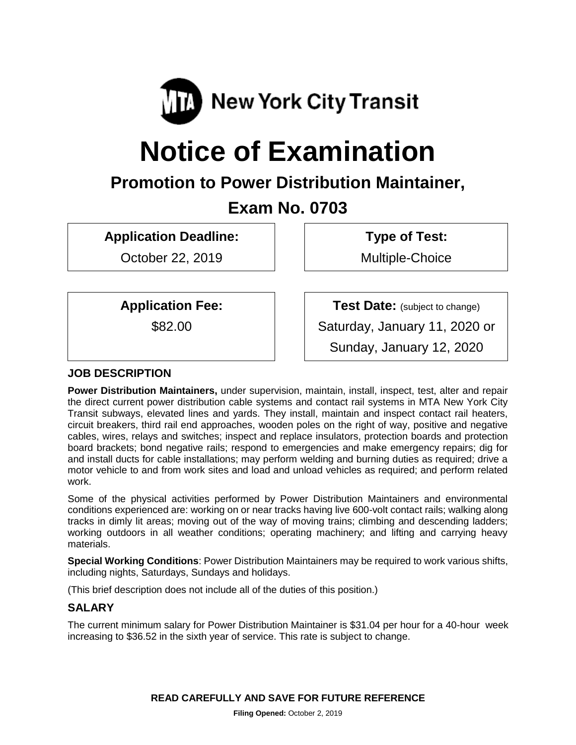New York City Transit

# Notice of Examination

## Promotion to Power Distribution Maintainer,

## Exam No. 0703

| Application Deadline: | Type of Test: |
|---|---|
| October 22, 2019 | Multiple-Choice |

| Application Fee: | Test Date: (subject to change) |
|---|---|
| $82.00 | Saturday, January 11, 2020 or Sunday, January 12, 2020 |

### JOB DESCRIPTION

**Power Distribution Maintainers,** under supervision, maintain, install, inspect, test, alter and repair the direct current power distribution cable systems and contact rail systems in MTA New York City Transit subways, elevated lines and yards. They install, maintain and inspect contact rail heaters, circuit breakers, third rail end approaches, wooden poles on the right of way, positive and negative cables, wires, relays and switches; inspect and replace insulators, protection boards and protection board brackets; bond negative rails; respond to emergencies and make emergency repairs; dig for and install ducts for cable installations; may perform welding and burning duties as required; drive a motor vehicle to and from work sites and load and unload vehicles as required; and perform related work.

Some of the physical activities performed by Power Distribution Maintainers and environmental conditions experienced are: working on or near tracks having live 600-volt contact rails; walking along tracks in dimly lit areas; moving out of the way of moving trains; climbing and descending ladders; working outdoors in all weather conditions; operating machinery; and lifting and carrying heavy materials.

**Special Working Conditions**: Power Distribution Maintainers may be required to work various shifts, including nights, Saturdays, Sundays and holidays.

(This brief description does not include all of the duties of this position.)

### SALARY

The current minimum salary for Power Distribution Maintainer is $31.04 per hour for a 40-hour week increasing to $36.52 in the sixth year of service. This rate is subject to change.

**READ CAREFULLY AND SAVE FOR FUTURE REFERENCE**

**Filing Opened:** October 2, 2019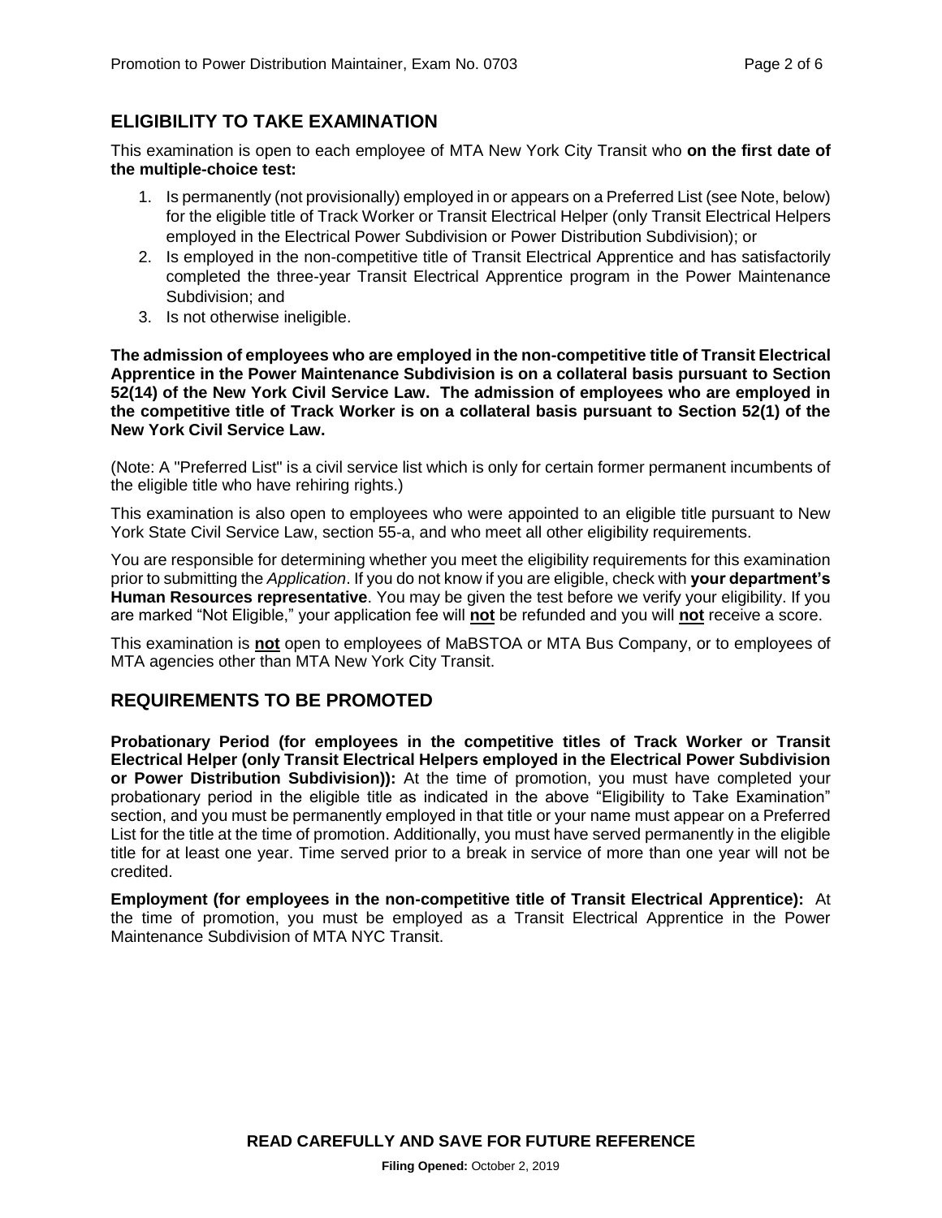## ELIGIBILITY TO TAKE EXAMINATION

This examination is open to each employee of MTA New York City Transit who **on the first date of the multiple-choice test:**

1. Is permanently (not provisionally) employed in or appears on a Preferred List (see Note, below) for the eligible title of Track Worker or Transit Electrical Helper (only Transit Electrical Helpers employed in the Electrical Power Subdivision or Power Distribution Subdivision); or
2. Is employed in the non-competitive title of Transit Electrical Apprentice and has satisfactorily completed the three-year Transit Electrical Apprentice program in the Power Maintenance Subdivision; and
3. Is not otherwise ineligible.

**The admission of employees who are employed in the non-competitive title of Transit Electrical Apprentice in the Power Maintenance Subdivision is on a collateral basis pursuant to Section 52(14) of the New York Civil Service Law. The admission of employees who are employed in the competitive title of Track Worker is on a collateral basis pursuant to Section 52(1) of the New York Civil Service Law.**

(Note: A "Preferred List" is a civil service list which is only for certain former permanent incumbents of the eligible title who have rehiring rights.)

This examination is also open to employees who were appointed to an eligible title pursuant to New York State Civil Service Law, section 55-a, and who meet all other eligibility requirements.

You are responsible for determining whether you meet the eligibility requirements for this examination prior to submitting the *Application*. If you do not know if you are eligible, check with **your department's Human Resources representative**. You may be given the test before we verify your eligibility. If you are marked "Not Eligible," your application fee will **not** be refunded and you will **not** receive a score.

This examination is **not** open to employees of MaBSTOA or MTA Bus Company, or to employees of MTA agencies other than MTA New York City Transit.

## REQUIREMENTS TO BE PROMOTED

**Probationary Period (for employees in the competitive titles of Track Worker or Transit Electrical Helper (only Transit Electrical Helpers employed in the Electrical Power Subdivision or Power Distribution Subdivision)):** At the time of promotion, you must have completed your probationary period in the eligible title as indicated in the above "Eligibility to Take Examination" section, and you must be permanently employed in that title or your name must appear on a Preferred List for the title at the time of promotion. Additionally, you must have served permanently in the eligible title for at least one year. Time served prior to a break in service of more than one year will not be credited.

**Employment (for employees in the non-competitive title of Transit Electrical Apprentice):** At the time of promotion, you must be employed as a Transit Electrical Apprentice in the Power Maintenance Subdivision of MTA NYC Transit.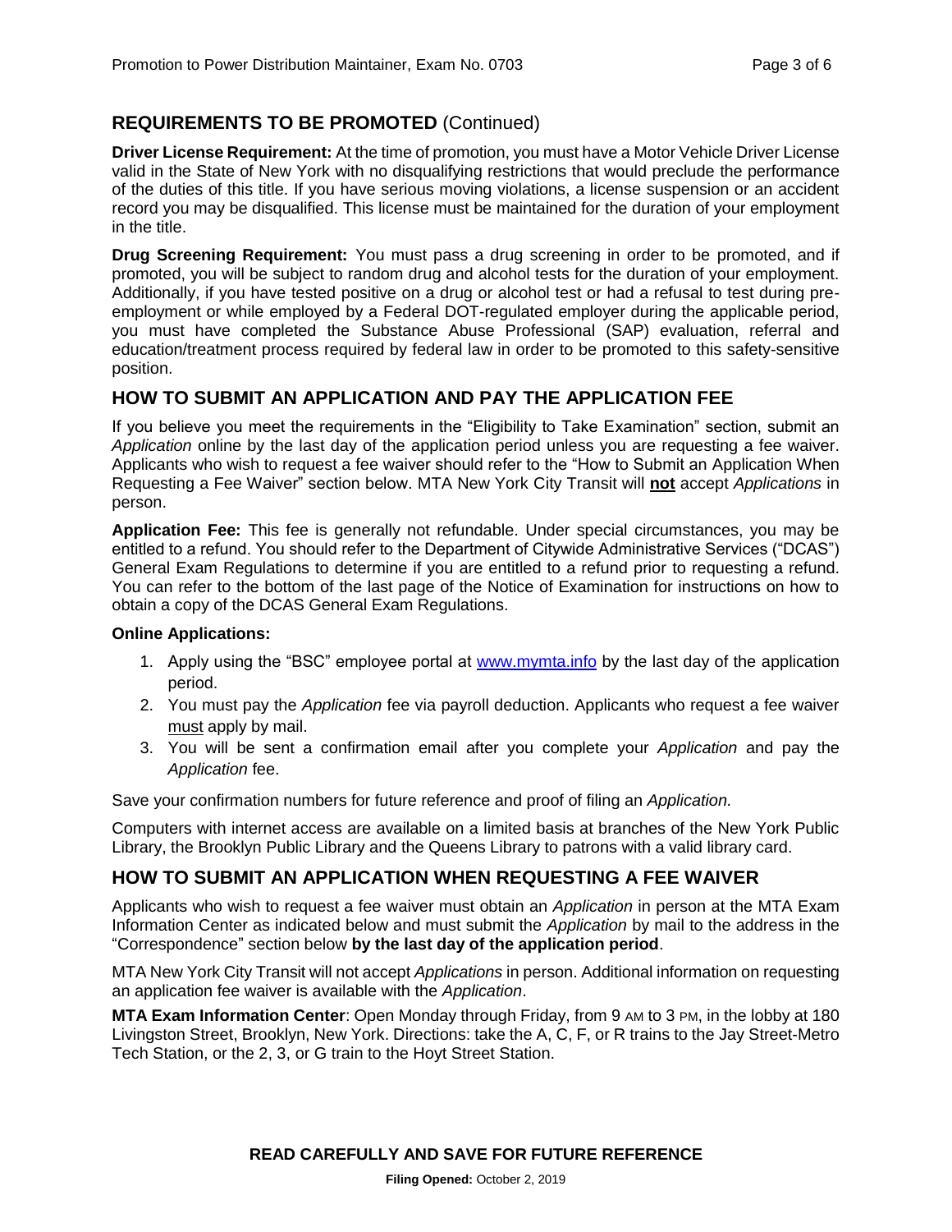## REQUIREMENTS TO BE PROMOTED (Continued)

**Driver License Requirement:** At the time of promotion, you must have a Motor Vehicle Driver License valid in the State of New York with no disqualifying restrictions that would preclude the performance of the duties of this title. If you have serious moving violations, a license suspension or an accident record you may be disqualified. This license must be maintained for the duration of your employment in the title.

**Drug Screening Requirement:** You must pass a drug screening in order to be promoted, and if promoted, you will be subject to random drug and alcohol tests for the duration of your employment. Additionally, if you have tested positive on a drug or alcohol test or had a refusal to test during pre-employment or while employed by a Federal DOT-regulated employer during the applicable period, you must have completed the Substance Abuse Professional (SAP) evaluation, referral and education/treatment process required by federal law in order to be promoted to this safety-sensitive position.

## HOW TO SUBMIT AN APPLICATION AND PAY THE APPLICATION FEE

If you believe you meet the requirements in the "Eligibility to Take Examination" section, submit an *Application* online by the last day of the application period unless you are requesting a fee waiver. Applicants who wish to request a fee waiver should refer to the "How to Submit an Application When Requesting a Fee Waiver" section below. MTA New York City Transit will **not** accept *Applications* in person.

**Application Fee:** This fee is generally not refundable. Under special circumstances, you may be entitled to a refund. You should refer to the Department of Citywide Administrative Services ("DCAS") General Exam Regulations to determine if you are entitled to a refund prior to requesting a refund. You can refer to the bottom of the last page of the Notice of Examination for instructions on how to obtain a copy of the DCAS General Exam Regulations.

**Online Applications:**

1. Apply using the "BSC" employee portal at www.mymta.info by the last day of the application period.
2. You must pay the *Application* fee via payroll deduction. Applicants who request a fee waiver must apply by mail.
3. You will be sent a confirmation email after you complete your *Application* and pay the *Application* fee.

Save your confirmation numbers for future reference and proof of filing an *Application.*

Computers with internet access are available on a limited basis at branches of the New York Public Library, the Brooklyn Public Library and the Queens Library to patrons with a valid library card.

## HOW TO SUBMIT AN APPLICATION WHEN REQUESTING A FEE WAIVER

Applicants who wish to request a fee waiver must obtain an *Application* in person at the MTA Exam Information Center as indicated below and must submit the *Application* by mail to the address in the "Correspondence" section below **by the last day of the application period**.

MTA New York City Transit will not accept *Applications* in person. Additional information on requesting an application fee waiver is available with the *Application*.

**MTA Exam Information Center**: Open Monday through Friday, from 9 AM to 3 PM, in the lobby at 180 Livingston Street, Brooklyn, New York. Directions: take the A, C, F, or R trains to the Jay Street-Metro Tech Station, or the 2, 3, or G train to the Hoyt Street Station.

**READ CAREFULLY AND SAVE FOR FUTURE REFERENCE**

**Filing Opened:** October 2, 2019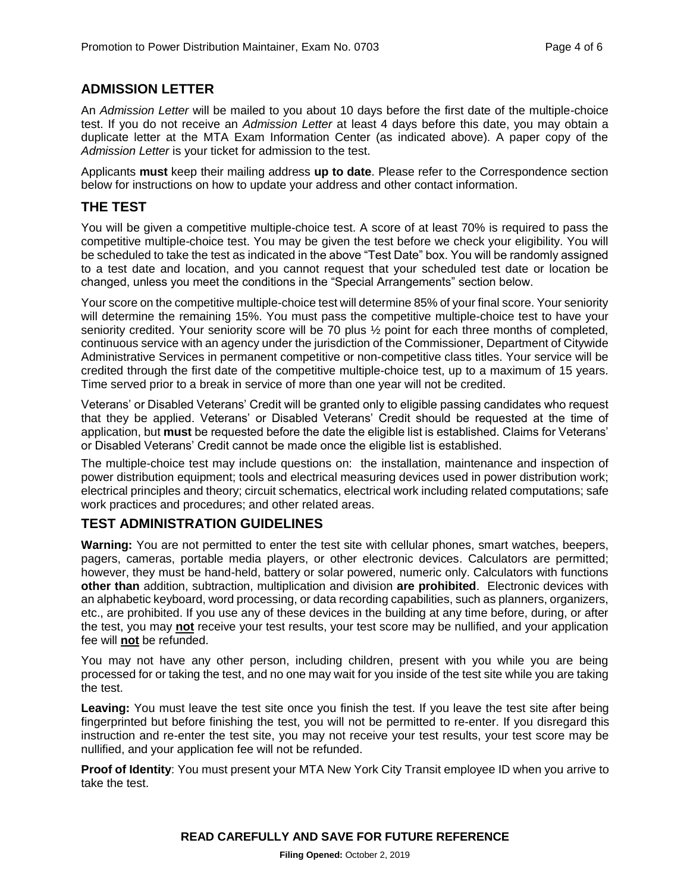## ADMISSION LETTER

An *Admission Letter* will be mailed to you about 10 days before the first date of the multiple-choice test. If you do not receive an *Admission Letter* at least 4 days before this date, you may obtain a duplicate letter at the MTA Exam Information Center (as indicated above). A paper copy of the *Admission Letter* is your ticket for admission to the test.

Applicants **must** keep their mailing address **up to date**. Please refer to the Correspondence section below for instructions on how to update your address and other contact information.

## THE TEST

You will be given a competitive multiple-choice test. A score of at least 70% is required to pass the competitive multiple-choice test. You may be given the test before we check your eligibility. You will be scheduled to take the test as indicated in the above "Test Date" box. You will be randomly assigned to a test date and location, and you cannot request that your scheduled test date or location be changed, unless you meet the conditions in the "Special Arrangements" section below.

Your score on the competitive multiple-choice test will determine 85% of your final score. Your seniority will determine the remaining 15%. You must pass the competitive multiple-choice test to have your seniority credited. Your seniority score will be 70 plus ½ point for each three months of completed, continuous service with an agency under the jurisdiction of the Commissioner, Department of Citywide Administrative Services in permanent competitive or non-competitive class titles. Your service will be credited through the first date of the competitive multiple-choice test, up to a maximum of 15 years. Time served prior to a break in service of more than one year will not be credited.

Veterans' or Disabled Veterans' Credit will be granted only to eligible passing candidates who request that they be applied. Veterans' or Disabled Veterans' Credit should be requested at the time of application, but **must** be requested before the date the eligible list is established. Claims for Veterans' or Disabled Veterans' Credit cannot be made once the eligible list is established.

The multiple-choice test may include questions on: the installation, maintenance and inspection of power distribution equipment; tools and electrical measuring devices used in power distribution work; electrical principles and theory; circuit schematics, electrical work including related computations; safe work practices and procedures; and other related areas.

## TEST ADMINISTRATION GUIDELINES

**Warning:** You are not permitted to enter the test site with cellular phones, smart watches, beepers, pagers, cameras, portable media players, or other electronic devices. Calculators are permitted; however, they must be hand-held, battery or solar powered, numeric only. Calculators with functions **other than** addition, subtraction, multiplication and division **are prohibited**. Electronic devices with an alphabetic keyboard, word processing, or data recording capabilities, such as planners, organizers, etc., are prohibited. If you use any of these devices in the building at any time before, during, or after the test, you may **not** receive your test results, your test score may be nullified, and your application fee will **not** be refunded.

You may not have any other person, including children, present with you while you are being processed for or taking the test, and no one may wait for you inside of the test site while you are taking the test.

**Leaving:** You must leave the test site once you finish the test. If you leave the test site after being fingerprinted but before finishing the test, you will not be permitted to re-enter. If you disregard this instruction and re-enter the test site, you may not receive your test results, your test score may be nullified, and your application fee will not be refunded.

**Proof of Identity**: You must present your MTA New York City Transit employee ID when you arrive to take the test.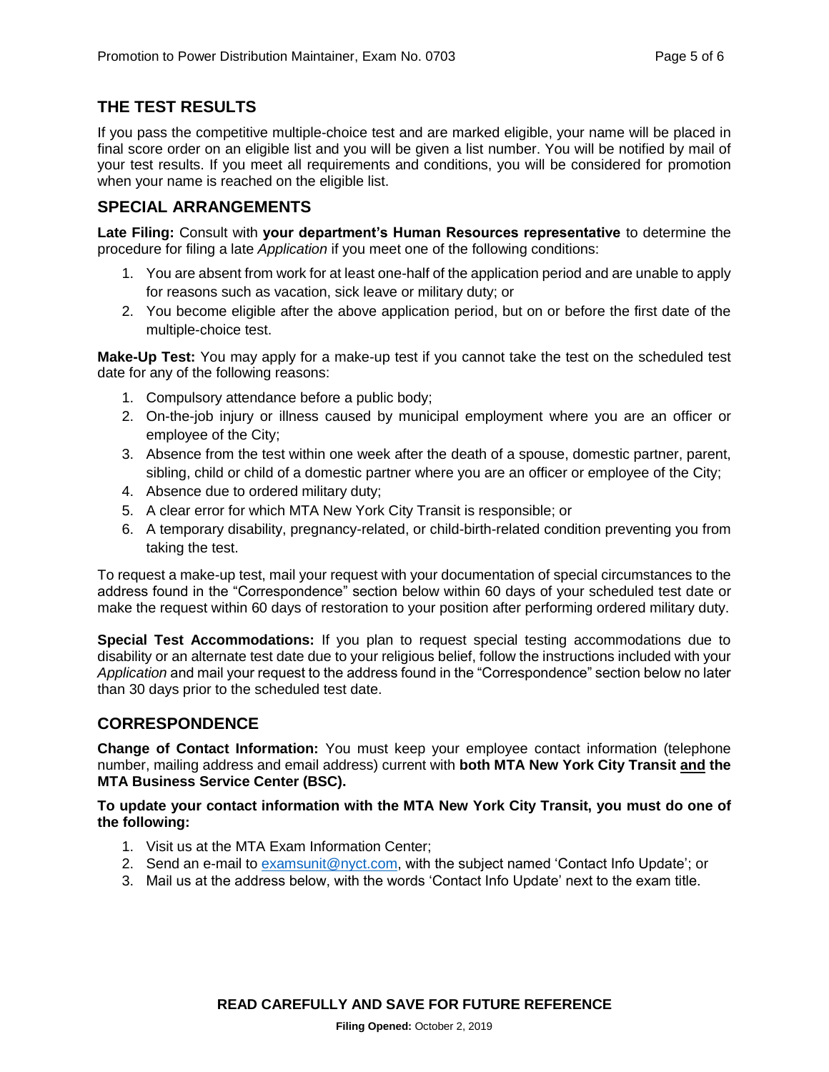## THE TEST RESULTS

If you pass the competitive multiple-choice test and are marked eligible, your name will be placed in final score order on an eligible list and you will be given a list number. You will be notified by mail of your test results. If you meet all requirements and conditions, you will be considered for promotion when your name is reached on the eligible list.

## SPECIAL ARRANGEMENTS

**Late Filing:** Consult with **your department's Human Resources representative** to determine the procedure for filing a late *Application* if you meet one of the following conditions:

1. You are absent from work for at least one-half of the application period and are unable to apply for reasons such as vacation, sick leave or military duty; or
2. You become eligible after the above application period, but on or before the first date of the multiple-choice test.

**Make-Up Test:** You may apply for a make-up test if you cannot take the test on the scheduled test date for any of the following reasons:

1. Compulsory attendance before a public body;
2. On-the-job injury or illness caused by municipal employment where you are an officer or employee of the City;
3. Absence from the test within one week after the death of a spouse, domestic partner, parent, sibling, child or child of a domestic partner where you are an officer or employee of the City;
4. Absence due to ordered military duty;
5. A clear error for which MTA New York City Transit is responsible; or
6. A temporary disability, pregnancy-related, or child-birth-related condition preventing you from taking the test.

To request a make-up test, mail your request with your documentation of special circumstances to the address found in the "Correspondence" section below within 60 days of your scheduled test date or make the request within 60 days of restoration to your position after performing ordered military duty.

**Special Test Accommodations:** If you plan to request special testing accommodations due to disability or an alternate test date due to your religious belief, follow the instructions included with your *Application* and mail your request to the address found in the "Correspondence" section below no later than 30 days prior to the scheduled test date.

## CORRESPONDENCE

**Change of Contact Information:** You must keep your employee contact information (telephone number, mailing address and email address) current with **both MTA New York City Transit and the MTA Business Service Center (BSC).**

**To update your contact information with the MTA New York City Transit, you must do one of the following:**

1. Visit us at the MTA Exam Information Center;
2. Send an e-mail to examsunit@nyct.com, with the subject named 'Contact Info Update'; or
3. Mail us at the address below, with the words 'Contact Info Update' next to the exam title.

**READ CAREFULLY AND SAVE FOR FUTURE REFERENCE**

**Filing Opened:** October 2, 2019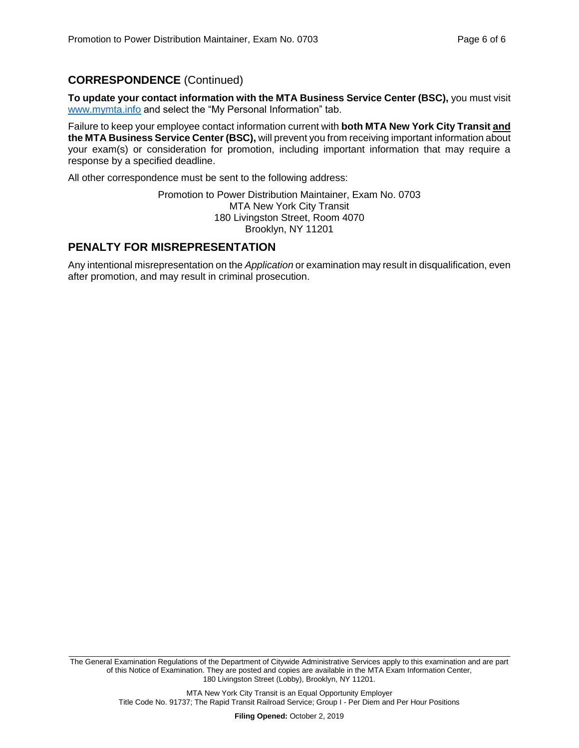## CORRESPONDENCE (Continued)

**To update your contact information with the MTA Business Service Center (BSC),** you must visit www.mymta.info and select the "My Personal Information" tab.

Failure to keep your employee contact information current with **both MTA New York City Transit and the MTA Business Service Center (BSC),** will prevent you from receiving important information about your exam(s) or consideration for promotion, including important information that may require a response by a specified deadline.

All other correspondence must be sent to the following address:

Promotion to Power Distribution Maintainer, Exam No. 0703
MTA New York City Transit
180 Livingston Street, Room 4070
Brooklyn, NY 11201

## PENALTY FOR MISREPRESENTATION

Any intentional misrepresentation on the *Application* or examination may result in disqualification, even after promotion, and may result in criminal prosecution.

The General Examination Regulations of the Department of Citywide Administrative Services apply to this examination and are part of this Notice of Examination. They are posted and copies are available in the MTA Exam Information Center, 180 Livingston Street (Lobby), Brooklyn, NY 11201.

MTA New York City Transit is an Equal Opportunity Employer
Title Code No. 91737; The Rapid Transit Railroad Service; Group I - Per Diem and Per Hour Positions

**Filing Opened:** October 2, 2019